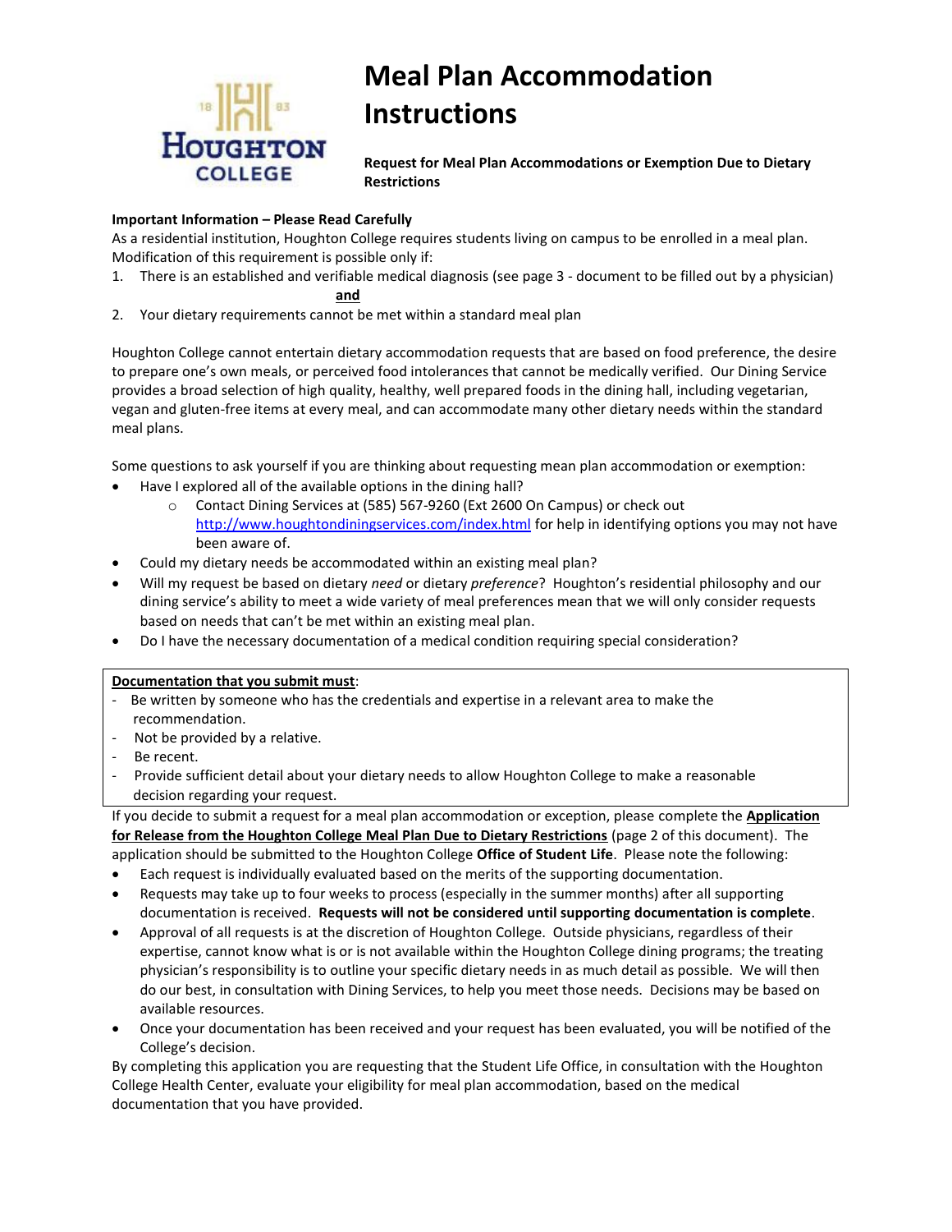# Meal Plan Accommodation Instructions

**Request for Meal Plan Accommodations or Exemption Due to Dietary Restrictions**

**Important Information – Please Read Carefully**

As a residential institution, Houghton College requires students living on campus to be enrolled in a meal plan. Modification of this requirement is possible only if:

1. There is an established and verifiable medical diagnosis (see page 3 - document to be filled out by a physician)

   **and**

2. Your dietary requirements cannot be met within a standard meal plan

Houghton College cannot entertain dietary accommodation requests that are based on food preference, the desire to prepare one's own meals, or perceived food intolerances that cannot be medically verified. Our Dining Service provides a broad selection of high quality, healthy, well prepared foods in the dining hall, including vegetarian, vegan and gluten-free items at every meal, and can accommodate many other dietary needs within the standard meal plans.

Some questions to ask yourself if you are thinking about requesting mean plan accommodation or exemption:

- Have I explored all of the available options in the dining hall?
  - Contact Dining Services at (585) 567-9260 (Ext 2600 On Campus) or check out http://www.houghtondiningservices.com/index.html for help in identifying options you may not have been aware of.
- Could my dietary needs be accommodated within an existing meal plan?
- Will my request be based on dietary *need* or dietary *preference*? Houghton's residential philosophy and our dining service's ability to meet a wide variety of meal preferences mean that we will only consider requests based on needs that can't be met within an existing meal plan.
- Do I have the necessary documentation of a medical condition requiring special consideration?

**Documentation that you submit must**:

- Be written by someone who has the credentials and expertise in a relevant area to make the recommendation.
- Not be provided by a relative.
- Be recent.
- Provide sufficient detail about your dietary needs to allow Houghton College to make a reasonable decision regarding your request.

If you decide to submit a request for a meal plan accommodation or exception, please complete the **Application for Release from the Houghton College Meal Plan Due to Dietary Restrictions** (page 2 of this document). The application should be submitted to the Houghton College **Office of Student Life**. Please note the following:

- Each request is individually evaluated based on the merits of the supporting documentation.
- Requests may take up to four weeks to process (especially in the summer months) after all supporting documentation is received. **Requests will not be considered until supporting documentation is complete**.
- Approval of all requests is at the discretion of Houghton College. Outside physicians, regardless of their expertise, cannot know what is or is not available within the Houghton College dining programs; the treating physician's responsibility is to outline your specific dietary needs in as much detail as possible. We will then do our best, in consultation with Dining Services, to help you meet those needs. Decisions may be based on available resources.
- Once your documentation has been received and your request has been evaluated, you will be notified of the College's decision.

By completing this application you are requesting that the Student Life Office, in consultation with the Houghton College Health Center, evaluate your eligibility for meal plan accommodation, based on the medical documentation that you have provided.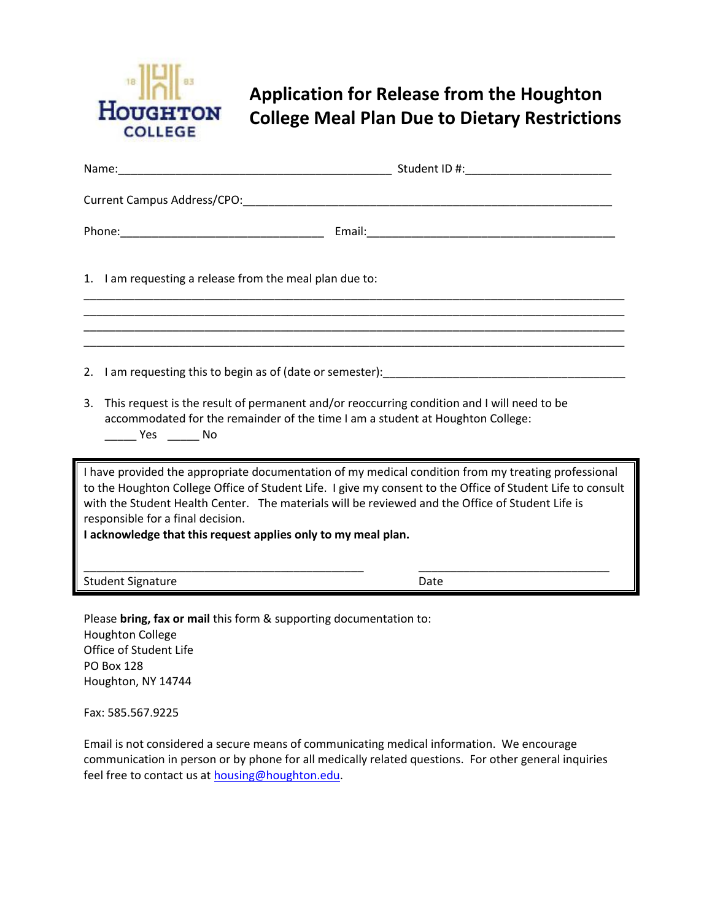# Application for Release from the Houghton College Meal Plan Due to Dietary Restrictions

Name:_____________________________________________ Student ID #:________________________

Current Campus Address/CPO:____________________________________________________________

Phone:_________________________________ Email:________________________________________

1. I am requesting a release from the meal plan due to:

__________________________________________________________________________________________
__________________________________________________________________________________________
__________________________________________________________________________________________
__________________________________________________________________________________________

2. I am requesting this to begin as of (date or semester):_______________________________________

3. This request is the result of permanent and/or reoccurring condition and I will need to be accommodated for the remainder of the time I am a student at Houghton College:
   _____ Yes _____ No

I have provided the appropriate documentation of my medical condition from my treating professional to the Houghton College Office of Student Life. I give my consent to the Office of Student Life to consult with the Student Health Center. The materials will be reviewed and the Office of Student Life is responsible for a final decision.
**I acknowledge that this request applies only to my meal plan.**

______________________________________________ _______________________________
Student Signature Date

Please **bring, fax or mail** this form & supporting documentation to:
Houghton College
Office of Student Life
PO Box 128
Houghton, NY 14744

Fax: 585.567.9225

Email is not considered a secure means of communicating medical information. We encourage communication in person or by phone for all medically related questions. For other general inquiries feel free to contact us at housing@houghton.edu.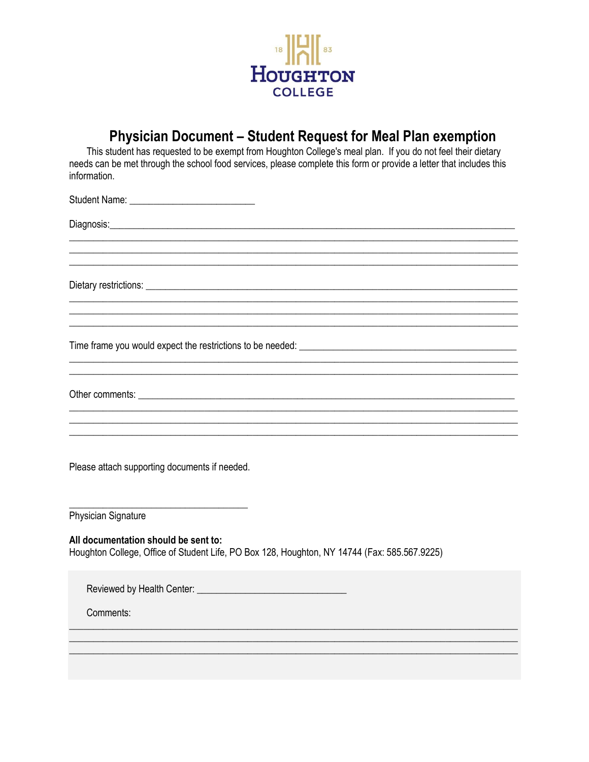18 83

HOUGHTON COLLEGE

# Physician Document – Student Request for Meal Plan exemption

This student has requested to be exempt from Houghton College's meal plan. If you do not feel their dietary needs can be met through the school food services, please complete this form or provide a letter that includes this information.

Student Name: _________________________

Diagnosis:_________________________________________________________________________________
__________________________________________________________________________________________
__________________________________________________________________________________________
__________________________________________________________________________________________

Dietary restrictions: _______________________________________________________________________
__________________________________________________________________________________________
__________________________________________________________________________________________
__________________________________________________________________________________________

Time frame you would expect the restrictions to be needed: ______________________________________
__________________________________________________________________________________________
__________________________________________________________________________________________

Other comments: __________________________________________________________________________
__________________________________________________________________________________________
__________________________________________________________________________________________
__________________________________________________________________________________________

Please attach supporting documents if needed.

____________________________________
Physician Signature

**All documentation should be sent to:**
Houghton College, Office of Student Life, PO Box 128, Houghton, NY 14744 (Fax: 585.567.9225)

Reviewed by Health Center: ______________________________

Comments:
__________________________________________________________________________________________
__________________________________________________________________________________________
__________________________________________________________________________________________